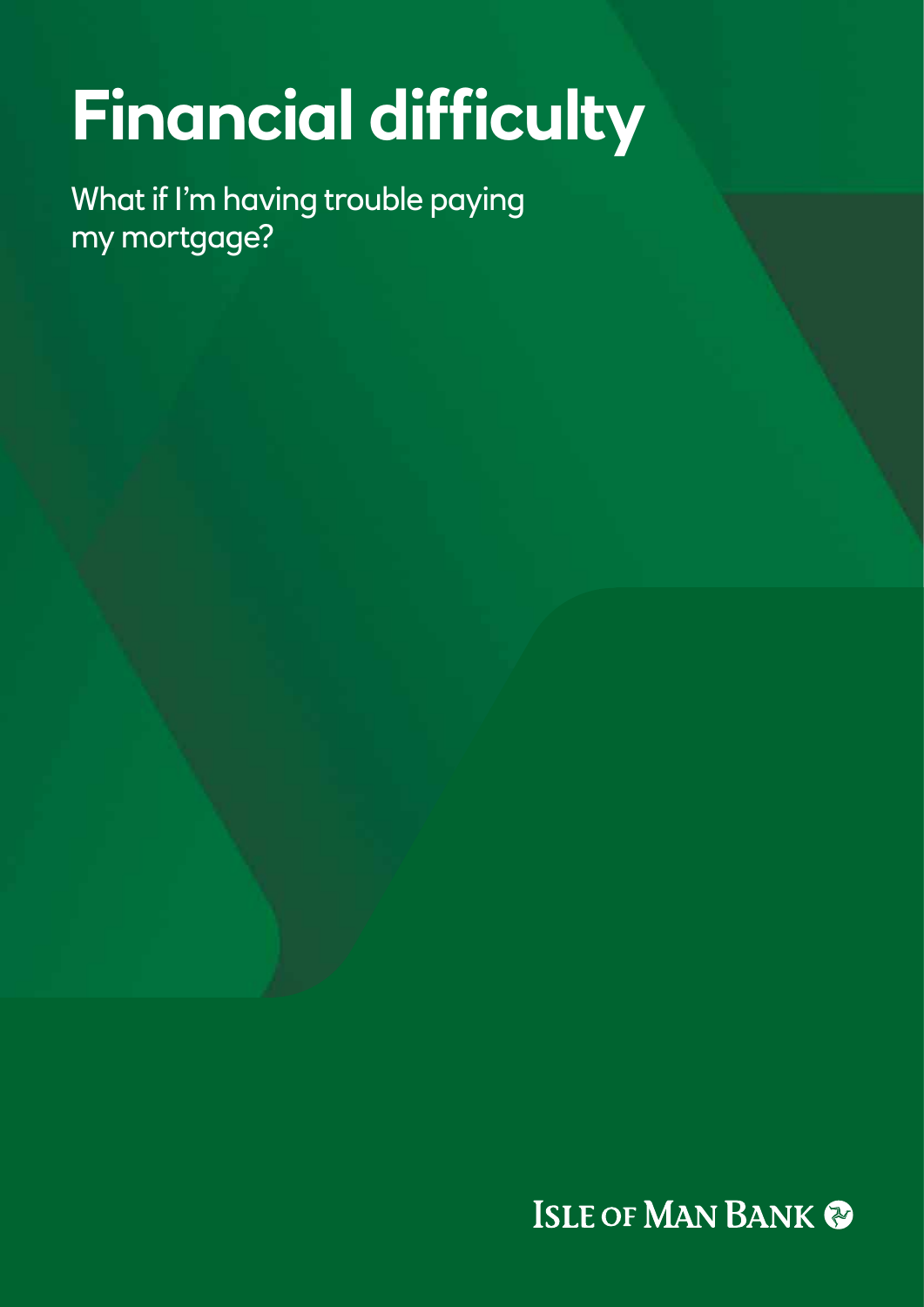# Financial difficulty

What if I'm having trouble paying my mortgage?

ISLE OF MAN BANK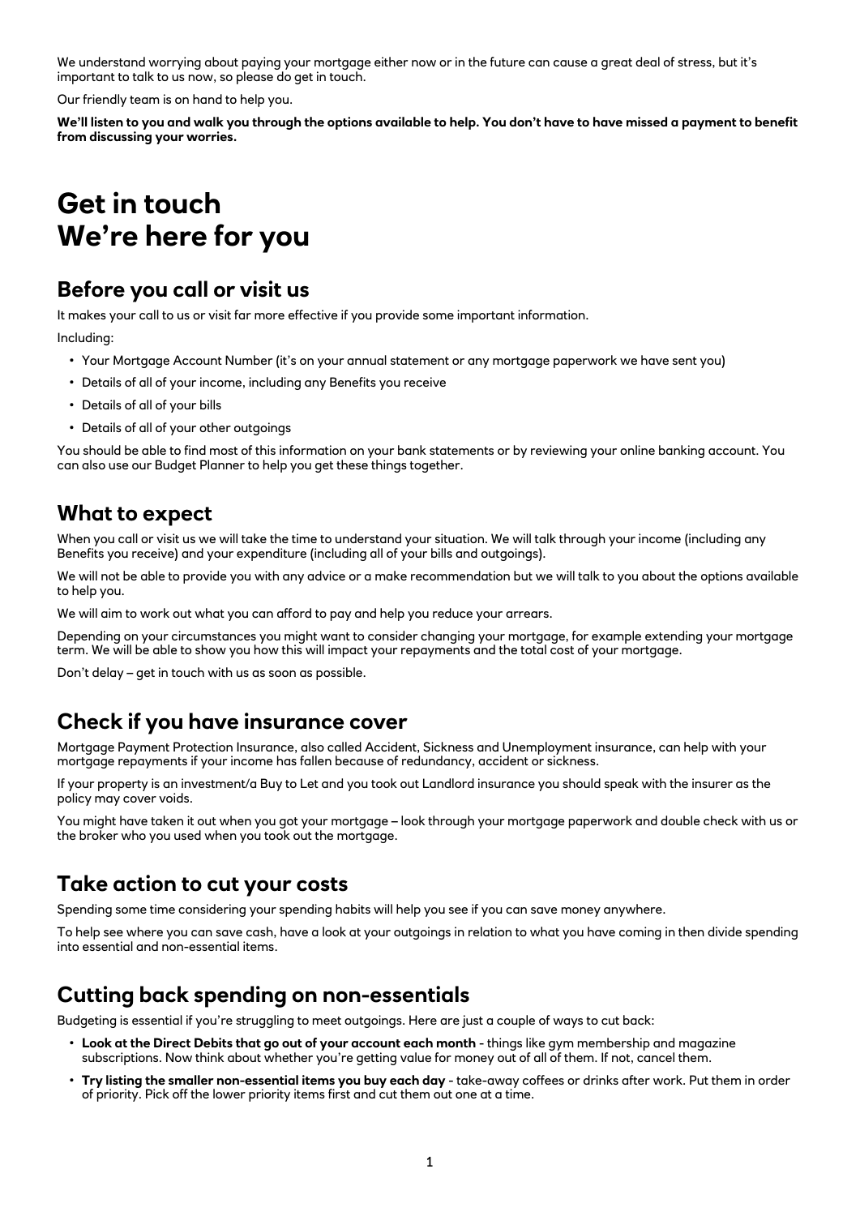We understand worrying about paying your mortgage either now or in the future can cause a great deal of stress, but it's important to talk to us now, so please do get in touch.

Our friendly team is on hand to help you.

**We'll listen to you and walk you through the options available to help. You don't have to have missed a payment to benefit from discussing your worries.**

# Get in touch
# We're here for you

## Before you call or visit us

It makes your call to us or visit far more effective if you provide some important information.

Including:

- Your Mortgage Account Number (it's on your annual statement or any mortgage paperwork we have sent you)
- Details of all of your income, including any Benefits you receive
- Details of all of your bills
- Details of all of your other outgoings

You should be able to find most of this information on your bank statements or by reviewing your online banking account. You can also use our Budget Planner to help you get these things together.

## What to expect

When you call or visit us we will take the time to understand your situation. We will talk through your income (including any Benefits you receive) and your expenditure (including all of your bills and outgoings).

We will not be able to provide you with any advice or a make recommendation but we will talk to you about the options available to help you.

We will aim to work out what you can afford to pay and help you reduce your arrears.

Depending on your circumstances you might want to consider changing your mortgage, for example extending your mortgage term. We will be able to show you how this will impact your repayments and the total cost of your mortgage.

Don't delay – get in touch with us as soon as possible.

## Check if you have insurance cover

Mortgage Payment Protection Insurance, also called Accident, Sickness and Unemployment insurance, can help with your mortgage repayments if your income has fallen because of redundancy, accident or sickness.

If your property is an investment/a Buy to Let and you took out Landlord insurance you should speak with the insurer as the policy may cover voids.

You might have taken it out when you got your mortgage – look through your mortgage paperwork and double check with us or the broker who you used when you took out the mortgage.

## Take action to cut your costs

Spending some time considering your spending habits will help you see if you can save money anywhere.

To help see where you can save cash, have a look at your outgoings in relation to what you have coming in then divide spending into essential and non-essential items.

## Cutting back spending on non-essentials

Budgeting is essential if you're struggling to meet outgoings. Here are just a couple of ways to cut back:

- **Look at the Direct Debits that go out of your account each month** - things like gym membership and magazine subscriptions. Now think about whether you're getting value for money out of all of them. If not, cancel them.
- **Try listing the smaller non-essential items you buy each day** - take-away coffees or drinks after work. Put them in order of priority. Pick off the lower priority items first and cut them out one at a time.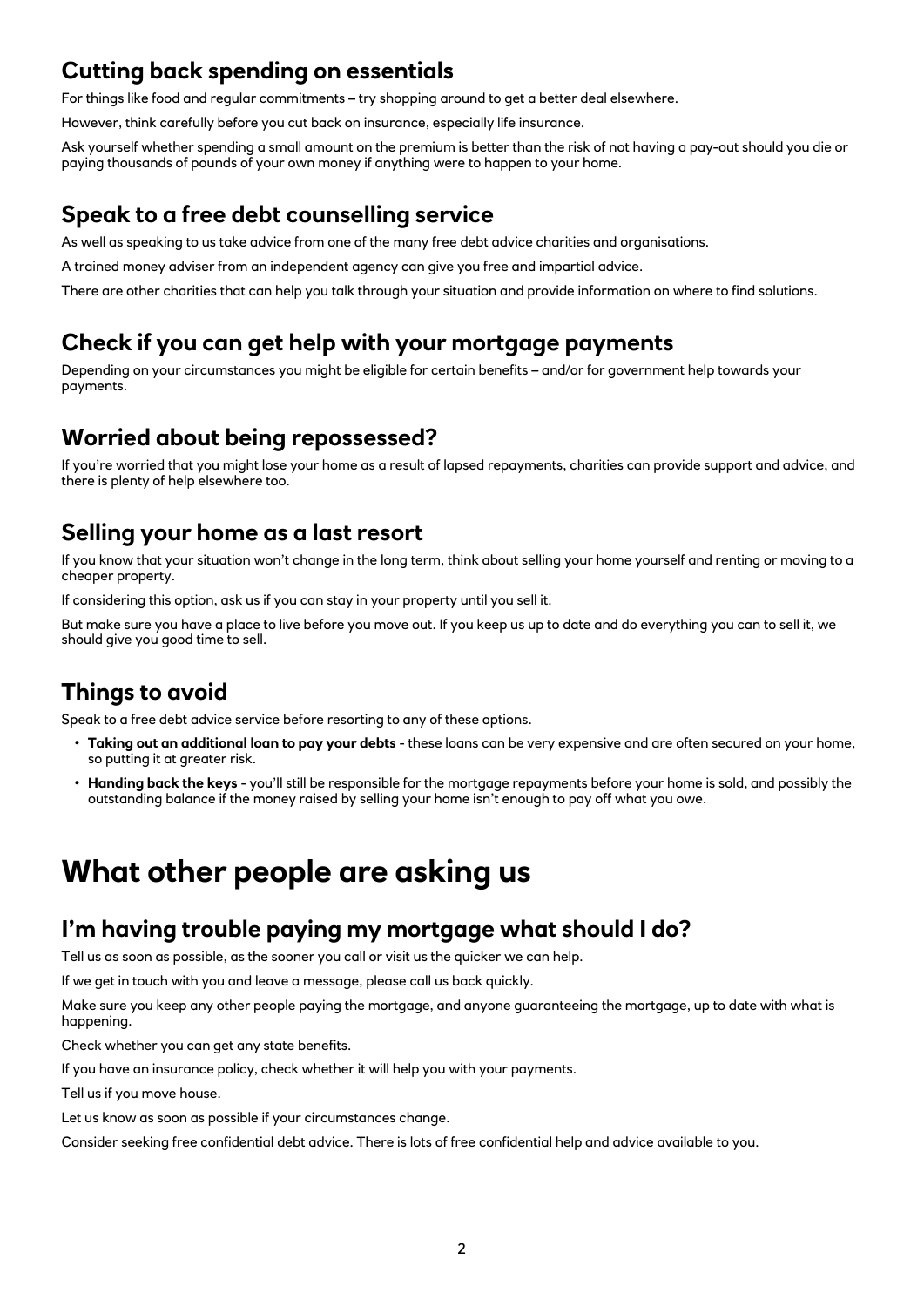## Cutting back spending on essentials

For things like food and regular commitments – try shopping around to get a better deal elsewhere.

However, think carefully before you cut back on insurance, especially life insurance.

Ask yourself whether spending a small amount on the premium is better than the risk of not having a pay-out should you die or paying thousands of pounds of your own money if anything were to happen to your home.

## Speak to a free debt counselling service

As well as speaking to us take advice from one of the many free debt advice charities and organisations.

A trained money adviser from an independent agency can give you free and impartial advice.

There are other charities that can help you talk through your situation and provide information on where to find solutions.

## Check if you can get help with your mortgage payments

Depending on your circumstances you might be eligible for certain benefits – and/or for government help towards your payments.

## Worried about being repossessed?

If you're worried that you might lose your home as a result of lapsed repayments, charities can provide support and advice, and there is plenty of help elsewhere too.

## Selling your home as a last resort

If you know that your situation won't change in the long term, think about selling your home yourself and renting or moving to a cheaper property.

If considering this option, ask us if you can stay in your property until you sell it.

But make sure you have a place to live before you move out. If you keep us up to date and do everything you can to sell it, we should give you good time to sell.

## Things to avoid

Speak to a free debt advice service before resorting to any of these options.

- **Taking out an additional loan to pay your debts** - these loans can be very expensive and are often secured on your home, so putting it at greater risk.
- **Handing back the keys** - you'll still be responsible for the mortgage repayments before your home is sold, and possibly the outstanding balance if the money raised by selling your home isn't enough to pay off what you owe.

# What other people are asking us

## I'm having trouble paying my mortgage what should I do?

Tell us as soon as possible, as the sooner you call or visit us the quicker we can help.

If we get in touch with you and leave a message, please call us back quickly.

Make sure you keep any other people paying the mortgage, and anyone guaranteeing the mortgage, up to date with what is happening.

Check whether you can get any state benefits.

If you have an insurance policy, check whether it will help you with your payments.

Tell us if you move house.

Let us know as soon as possible if your circumstances change.

Consider seeking free confidential debt advice. There is lots of free confidential help and advice available to you.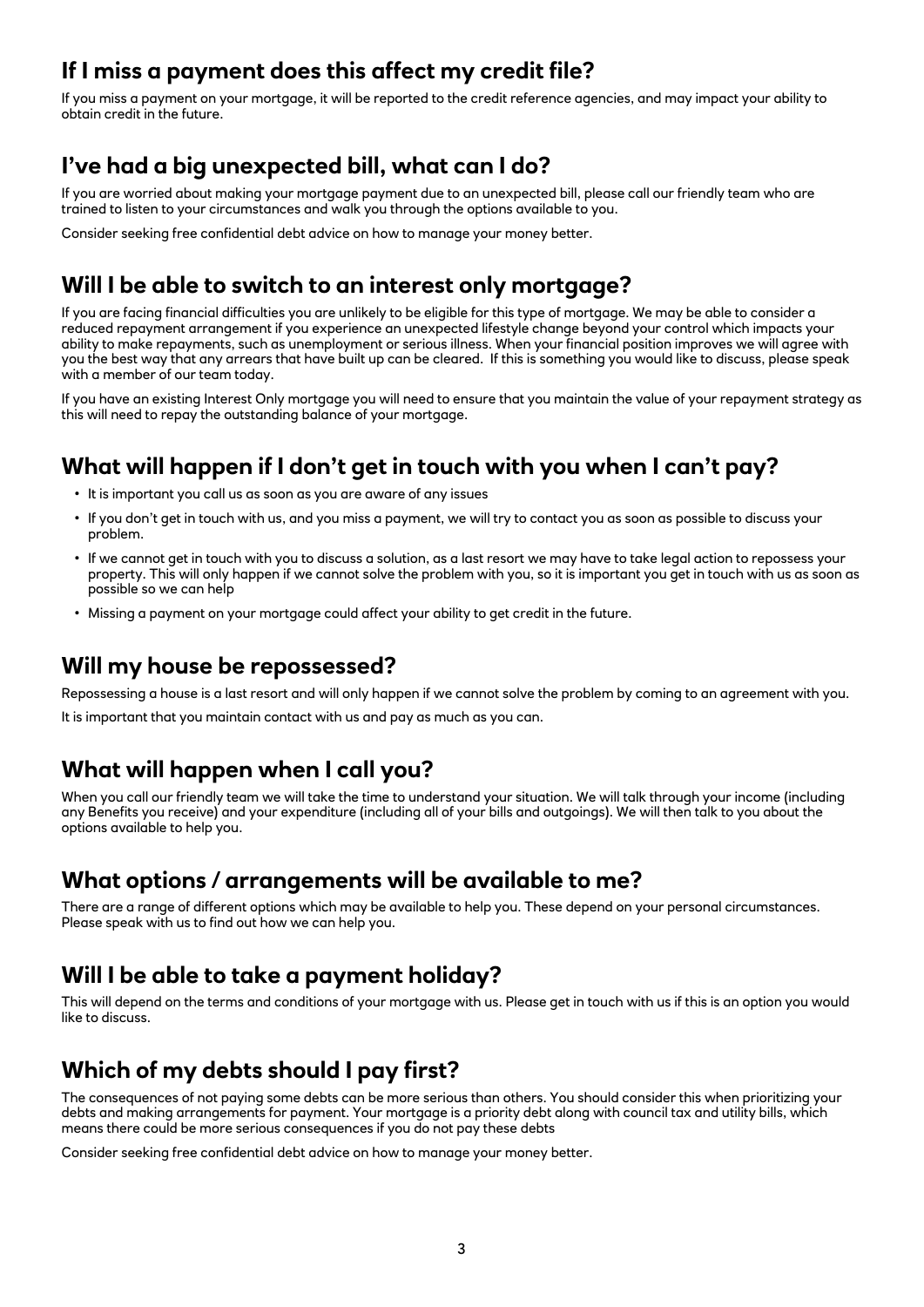## If I miss a payment does this affect my credit file?

If you miss a payment on your mortgage, it will be reported to the credit reference agencies, and may impact your ability to obtain credit in the future.

## I've had a big unexpected bill, what can I do?

If you are worried about making your mortgage payment due to an unexpected bill, please call our friendly team who are trained to listen to your circumstances and walk you through the options available to you.

Consider seeking free confidential debt advice on how to manage your money better.

## Will I be able to switch to an interest only mortgage?

If you are facing financial difficulties you are unlikely to be eligible for this type of mortgage. We may be able to consider a reduced repayment arrangement if you experience an unexpected lifestyle change beyond your control which impacts your ability to make repayments, such as unemployment or serious illness. When your financial position improves we will agree with you the best way that any arrears that have built up can be cleared. If this is something you would like to discuss, please speak with a member of our team today.

If you have an existing Interest Only mortgage you will need to ensure that you maintain the value of your repayment strategy as this will need to repay the outstanding balance of your mortgage.

## What will happen if I don't get in touch with you when I can't pay?

- It is important you call us as soon as you are aware of any issues
- If you don't get in touch with us, and you miss a payment, we will try to contact you as soon as possible to discuss your problem.
- If we cannot get in touch with you to discuss a solution, as a last resort we may have to take legal action to repossess your property. This will only happen if we cannot solve the problem with you, so it is important you get in touch with us as soon as possible so we can help
- Missing a payment on your mortgage could affect your ability to get credit in the future.

## Will my house be repossessed?

Repossessing a house is a last resort and will only happen if we cannot solve the problem by coming to an agreement with you.

It is important that you maintain contact with us and pay as much as you can.

## What will happen when I call you?

When you call our friendly team we will take the time to understand your situation. We will talk through your income (including any Benefits you receive) and your expenditure (including all of your bills and outgoings). We will then talk to you about the options available to help you.

## What options / arrangements will be available to me?

There are a range of different options which may be available to help you. These depend on your personal circumstances. Please speak with us to find out how we can help you.

## Will I be able to take a payment holiday?

This will depend on the terms and conditions of your mortgage with us. Please get in touch with us if this is an option you would like to discuss.

## Which of my debts should I pay first?

The consequences of not paying some debts can be more serious than others. You should consider this when prioritizing your debts and making arrangements for payment. Your mortgage is a priority debt along with council tax and utility bills, which means there could be more serious consequences if you do not pay these debts

Consider seeking free confidential debt advice on how to manage your money better.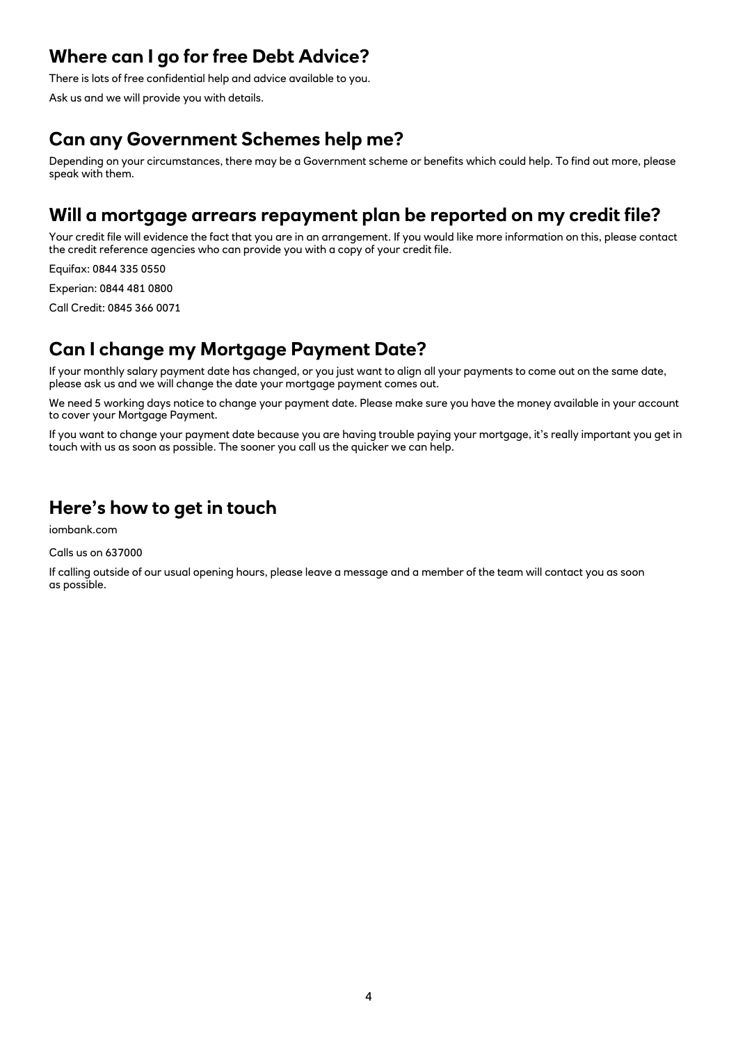## Where can I go for free Debt Advice?

There is lots of free confidential help and advice available to you.

Ask us and we will provide you with details.

## Can any Government Schemes help me?

Depending on your circumstances, there may be a Government scheme or benefits which could help. To find out more, please speak with them.

## Will a mortgage arrears repayment plan be reported on my credit file?

Your credit file will evidence the fact that you are in an arrangement. If you would like more information on this, please contact the credit reference agencies who can provide you with a copy of your credit file.

Equifax: 0844 335 0550

Experian: 0844 481 0800

Call Credit: 0845 366 0071

## Can I change my Mortgage Payment Date?

If your monthly salary payment date has changed, or you just want to align all your payments to come out on the same date, please ask us and we will change the date your mortgage payment comes out.

We need 5 working days notice to change your payment date. Please make sure you have the money available in your account to cover your Mortgage Payment.

If you want to change your payment date because you are having trouble paying your mortgage, it's really important you get in touch with us as soon as possible. The sooner you call us the quicker we can help.

## Here's how to get in touch

iombank.com

Calls us on 637000

If calling outside of our usual opening hours, please leave a message and a member of the team will contact you as soon as possible.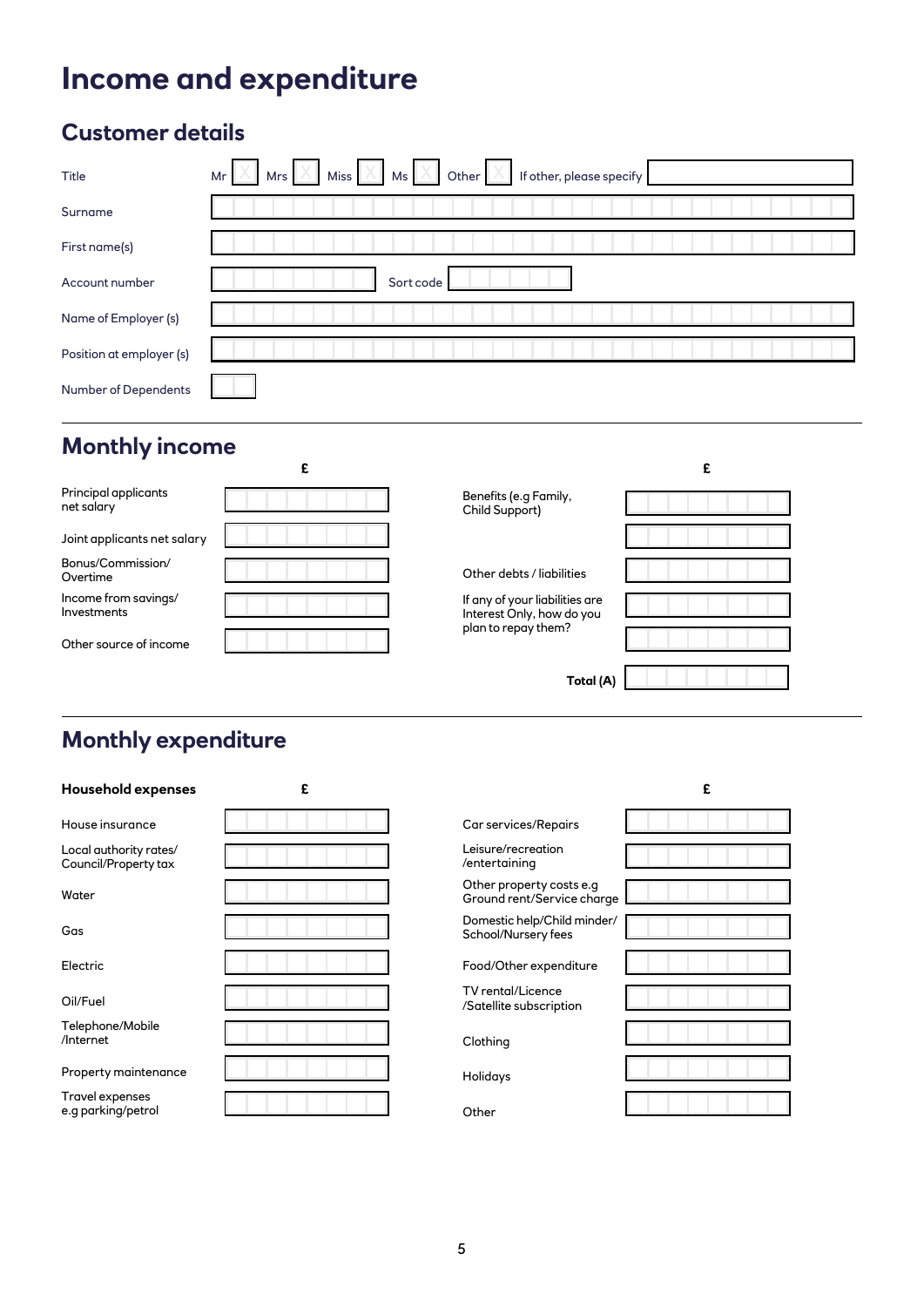# Income and expenditure

## Customer details

| | |
|---|---|
| Title | Mr ☐ Mrs ☐ Miss ☐ Ms ☐ Other ☐ If other, please specify |
| Surname | |
| First name(s) | |
| Account number | Sort code |
| Name of Employer (s) | |
| Position at employer (s) | |
| Number of Dependents | |

## Monthly income

| | £ | | £ |
|---|---|---|---|
| Principal applicants net salary | | Benefits (e.g Family, Child Support) | |
| Joint applicants net salary | | | |
| Bonus/Commission/ Overtime | | Other debts / liabilities | |
| Income from savings/ Investments | | If any of your liabilities are Interest Only, how do you plan to repay them? | |
| Other source of income | | | |
| | | **Total (A)** | |

## Monthly expenditure

| **Household expenses** | £ | | £ |
|---|---|---|---|
| House insurance | | Car services/Repairs | |
| Local authority rates/ Council/Property tax | | Leisure/recreation /entertaining | |
| Water | | Other property costs e.g Ground rent/Service charge | |
| Gas | | Domestic help/Child minder/ School/Nursery fees | |
| Electric | | Food/Other expenditure | |
| Oil/Fuel | | TV rental/Licence /Satellite subscription | |
| Telephone/Mobile /Internet | | Clothing | |
| Property maintenance | | Holidays | |
| Travel expenses e.g parking/petrol | | Other | |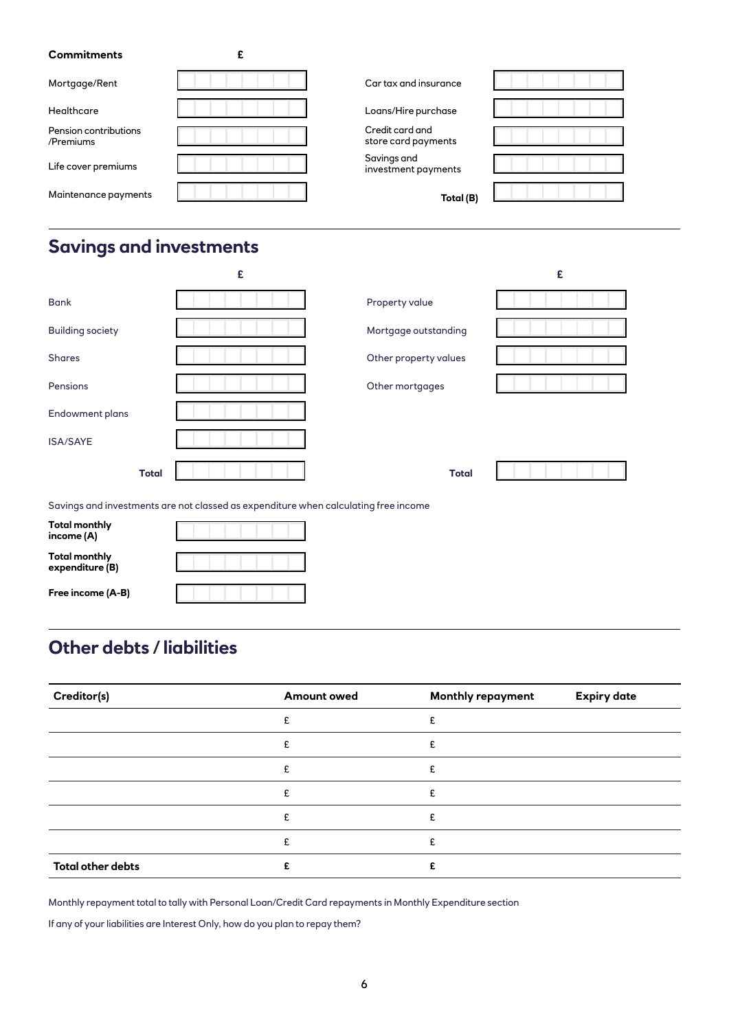**Commitments**

| | £ | | £ |
|---|---|---|---|
| Mortgage/Rent | | Car tax and insurance | |
| Healthcare | | Loans/Hire purchase | |
| Pension contributions /Premiums | | Credit card and store card payments | |
| Life cover premiums | | Savings and investment payments | |
| Maintenance payments | | **Total (B)** | |

## Savings and investments

| | £ | | £ |
|---|---|---|---|
| Bank | | Property value | |
| Building society | | Mortgage outstanding | |
| Shares | | Other property values | |
| Pensions | | Other mortgages | |
| Endowment plans | | | |
| ISA/SAYE | | | |
| **Total** | | **Total** | |

Savings and investments are not classed as expenditure when calculating free income

| | |
|---|---|
| **Total monthly income (A)** | |
| **Total monthly expenditure (B)** | |
| **Free income (A-B)** | |

## Other debts / liabilities

| Creditor(s) | Amount owed | Monthly repayment | Expiry date |
|---|---|---|---|
| | £ | £ | |
| | £ | £ | |
| | £ | £ | |
| | £ | £ | |
| | £ | £ | |
| | £ | £ | |
| **Total other debts** | **£** | **£** | |

Monthly repayment total to tally with Personal Loan/Credit Card repayments in Monthly Expenditure section

If any of your liabilities are Interest Only, how do you plan to repay them?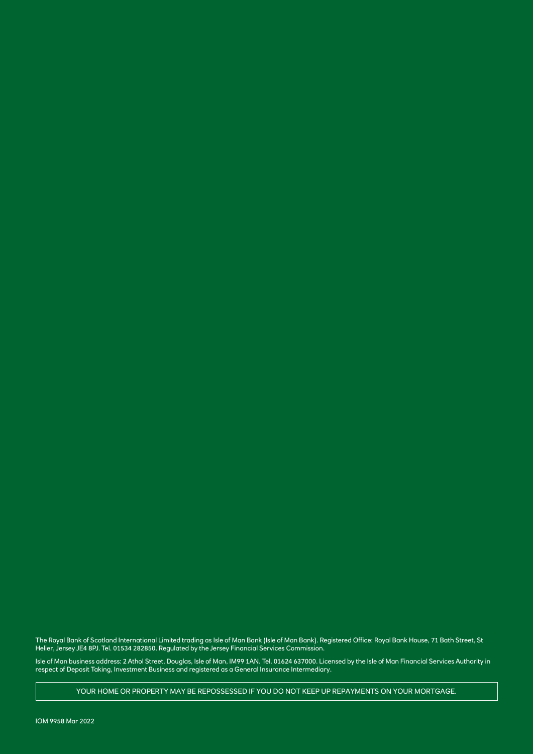The Royal Bank of Scotland International Limited trading as Isle of Man Bank (Isle of Man Bank). Registered Office: Royal Bank House, 71 Bath Street, St Helier, Jersey JE4 8PJ. Tel. 01534 282850. Regulated by the Jersey Financial Services Commission.

Isle of Man business address: 2 Athol Street, Douglas, Isle of Man, IM99 1AN. Tel. 01624 637000. Licensed by the Isle of Man Financial Services Authority in respect of Deposit Taking, Investment Business and registered as a General Insurance Intermediary.

YOUR HOME OR PROPERTY MAY BE REPOSSESSED IF YOU DO NOT KEEP UP REPAYMENTS ON YOUR MORTGAGE.

IOM 9958 Mar 2022